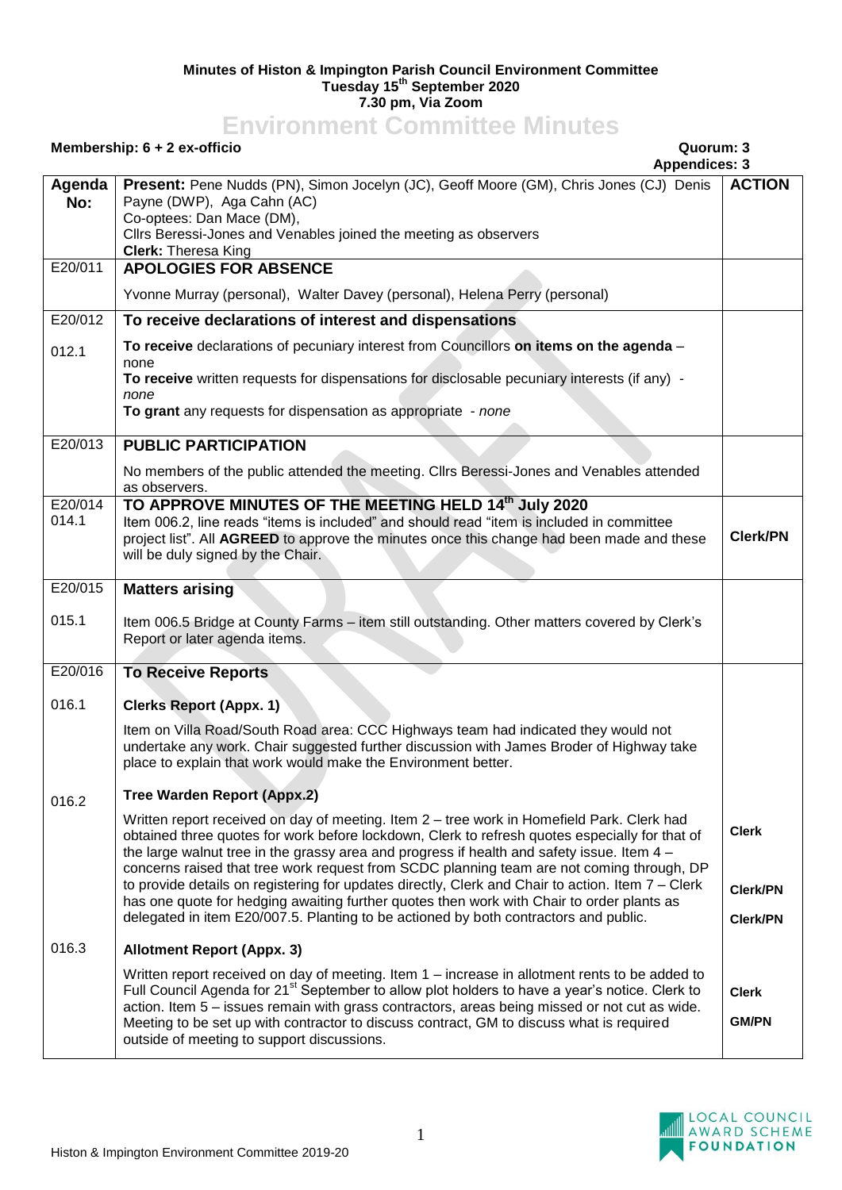**Minutes of Histon & Impington Parish Council Environment Committee**
**Tuesday 15th September 2020**
**7.30 pm, Via Zoom**

# Environment Committee Minutes

**Membership: 6 + 2 ex-officio** **Quorum: 3**
**Appendices: 3**

| Agenda No: | **Present:** Pene Nudds (PN), Simon Jocelyn (JC), Geoff Moore (GM), Chris Jones (CJ) Denis Payne (DWP), Aga Cahn (AC)<br>Co-optees: Dan Mace (DM),<br>Cllrs Beressi-Jones and Venables joined the meeting as observers<br>**Clerk:** Theresa King | **ACTION** |
|---|---|---|
| E20/011 | **APOLOGIES FOR ABSENCE** | |
| | Yvonne Murray (personal), Walter Davey (personal), Helena Perry (personal) | |
| E20/012 | **To receive declarations of interest and dispensations** | |
| 012.1 | **To receive** declarations of pecuniary interest from Councillors **on items on the agenda** – none<br>**To receive** written requests for dispensations for disclosable pecuniary interests (if any) - *none*<br>**To grant** any requests for dispensation as appropriate - *none* | |
| E20/013 | **PUBLIC PARTICIPATION** | |
| | No members of the public attended the meeting. Cllrs Beressi-Jones and Venables attended as observers. | |
| E20/014<br>014.1 | **TO APPROVE MINUTES OF THE MEETING HELD 14th July 2020**<br>Item 006.2, line reads "items is included" and should read "item is included in committee project list". All **AGREED** to approve the minutes once this change had been made and these will be duly signed by the Chair. | **Clerk/PN** |
| E20/015 | **Matters arising** | |
| 015.1 | Item 006.5 Bridge at County Farms – item still outstanding. Other matters covered by Clerk's Report or later agenda items. | |
| E20/016 | **To Receive Reports** | |
| 016.1 | **Clerks Report (Appx. 1)**<br>Item on Villa Road/South Road area: CCC Highways team had indicated they would not undertake any work. Chair suggested further discussion with James Broder of Highway take place to explain that work would make the Environment better. | |
| 016.2 | **Tree Warden Report (Appx.2)**<br>Written report received on day of meeting. Item 2 – tree work in Homefield Park. Clerk had obtained three quotes for work before lockdown, Clerk to refresh quotes especially for that of the large walnut tree in the grassy area and progress if health and safety issue. Item 4 – concerns raised that tree work request from SCDC planning team are not coming through, DP to provide details on registering for updates directly, Clerk and Chair to action. Item 7 – Clerk has one quote for hedging awaiting further quotes then work with Chair to order plants as delegated in item E20/007.5. Planting to be actioned by both contractors and public. | **Clerk**<br><br>**Clerk/PN**<br><br>**Clerk/PN** |
| 016.3 | **Allotment Report (Appx. 3)**<br>Written report received on day of meeting. Item 1 – increase in allotment rents to be added to Full Council Agenda for 21st September to allow plot holders to have a year's notice. Clerk to action. Item 5 – issues remain with grass contractors, areas being missed or not cut as wide. Meeting to be set up with contractor to discuss contract, GM to discuss what is required outside of meeting to support discussions. | **Clerk**<br><br>**GM/PN** |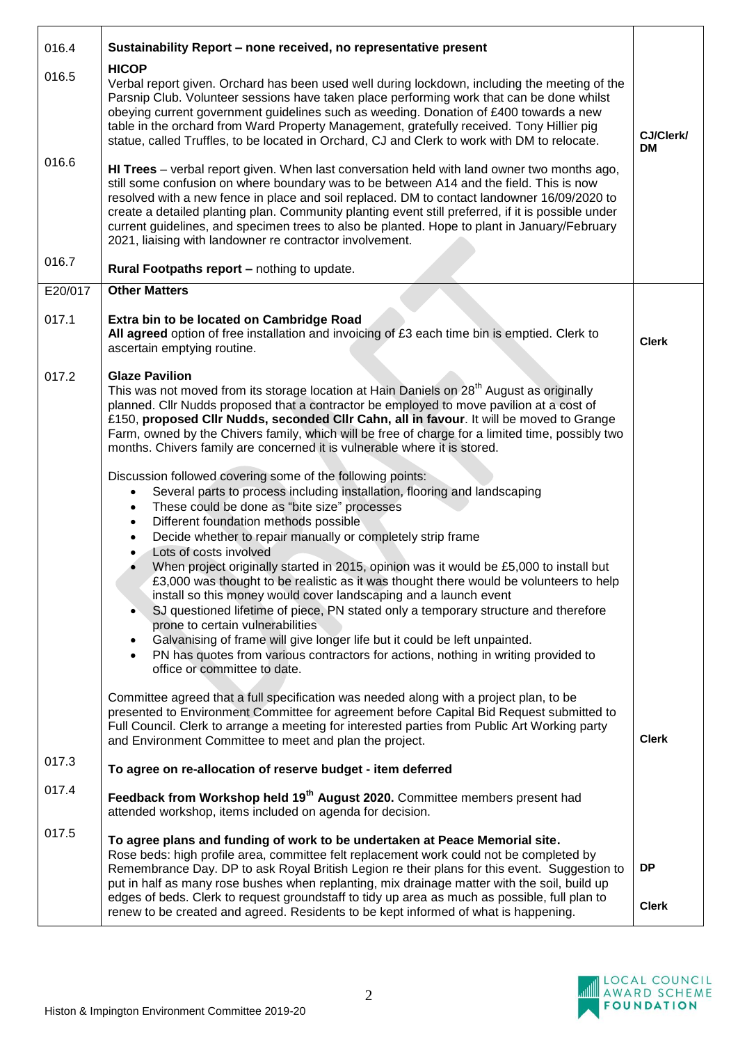| | | |
|---|---|---|
| 016.4 | **Sustainability Report – none received, no representative present** | |
| 016.5 | **HICOP**<br>Verbal report given. Orchard has been used well during lockdown, including the meeting of the Parsnip Club. Volunteer sessions have taken place performing work that can be done whilst obeying current government guidelines such as weeding. Donation of £400 towards a new table in the orchard from Ward Property Management, gratefully received. Tony Hillier pig statue, called Truffles, to be located in Orchard, CJ and Clerk to work with DM to relocate. | **CJ/Clerk/ DM** |
| 016.6 | **HI Trees** – verbal report given. When last conversation held with land owner two months ago, still some confusion on where boundary was to be between A14 and the field. This is now resolved with a new fence in place and soil replaced. DM to contact landowner 16/09/2020 to create a detailed planting plan. Community planting event still preferred, if it is possible under current guidelines, and specimen trees to also be planted. Hope to plant in January/February 2021, liaising with landowner re contractor involvement. | |
| 016.7 | **Rural Footpaths report –** nothing to update. | |
| E20/017 | **Other Matters** | |
| 017.1 | **Extra bin to be located on Cambridge Road**<br>**All agreed** option of free installation and invoicing of £3 each time bin is emptied. Clerk to ascertain emptying routine. | **Clerk** |
| 017.2 | **Glaze Pavilion**<br>This was not moved from its storage location at Hain Daniels on 28th August as originally planned. Cllr Nudds proposed that a contractor be employed to move pavilion at a cost of £150, **proposed Cllr Nudds, seconded Cllr Cahn, all in favour**. It will be moved to Grange Farm, owned by the Chivers family, which will be free of charge for a limited time, possibly two months. Chivers family are concerned it is vulnerable where it is stored.<br><br>Discussion followed covering some of the following points:<br>• Several parts to process including installation, flooring and landscaping<br>• These could be done as "bite size" processes<br>• Different foundation methods possible<br>• Decide whether to repair manually or completely strip frame<br>• Lots of costs involved<br>• When project originally started in 2015, opinion was it would be £5,000 to install but £3,000 was thought to be realistic as it was thought there would be volunteers to help install so this money would cover landscaping and a launch event<br>• SJ questioned lifetime of piece, PN stated only a temporary structure and therefore prone to certain vulnerabilities<br>• Galvanising of frame will give longer life but it could be left unpainted.<br>• PN has quotes from various contractors for actions, nothing in writing provided to office or committee to date.<br><br>Committee agreed that a full specification was needed along with a project plan, to be presented to Environment Committee for agreement before Capital Bid Request submitted to Full Council. Clerk to arrange a meeting for interested parties from Public Art Working party and Environment Committee to meet and plan the project. | **Clerk** |
| 017.3 | **To agree on re-allocation of reserve budget - item deferred** | |
| 017.4 | **Feedback from Workshop held 19th August 2020.** Committee members present had attended workshop, items included on agenda for decision. | |
| 017.5 | **To agree plans and funding of work to be undertaken at Peace Memorial site.**<br>Rose beds: high profile area, committee felt replacement work could not be completed by Remembrance Day. DP to ask Royal British Legion re their plans for this event. Suggestion to put in half as many rose bushes when replanting, mix drainage matter with the soil, build up edges of beds. Clerk to request groundstaff to tidy up area as much as possible, full plan to renew to be created and agreed. Residents to be kept informed of what is happening. | **DP**<br><br>**Clerk** |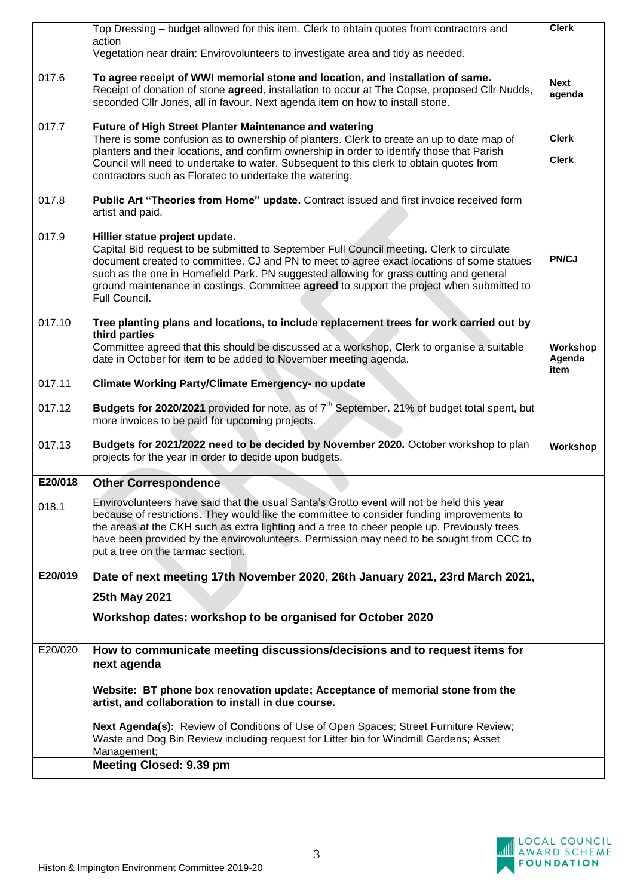| | | |
|---|---|---|
| | Top Dressing – budget allowed for this item, Clerk to obtain quotes from contractors and action<br>Vegetation near drain: Envirovolunteers to investigate area and tidy as needed. | **Clerk** |
| 017.6 | **To agree receipt of WWI memorial stone and location, and installation of same.**<br>Receipt of donation of stone **agreed**, installation to occur at The Copse, proposed Cllr Nudds, seconded Cllr Jones, all in favour. Next agenda item on how to install stone. | **Next agenda** |
| 017.7 | **Future of High Street Planter Maintenance and watering**<br>There is some confusion as to ownership of planters. Clerk to create an up to date map of planters and their locations, and confirm ownership in order to identify those that Parish Council will need to undertake to water. Subsequent to this clerk to obtain quotes from contractors such as Floratec to undertake the watering. | **Clerk**<br>**Clerk** |
| 017.8 | **Public Art "Theories from Home" update.** Contract issued and first invoice received form artist and paid. | |
| 017.9 | **Hillier statue project update.**<br>Capital Bid request to be submitted to September Full Council meeting. Clerk to circulate document created to committee. CJ and PN to meet to agree exact locations of some statues such as the one in Homefield Park. PN suggested allowing for grass cutting and general ground maintenance in costings. Committee **agreed** to support the project when submitted to Full Council. | **PN/CJ** |
| 017.10 | **Tree planting plans and locations, to include replacement trees for work carried out by third parties**<br>Committee agreed that this should be discussed at a workshop, Clerk to organise a suitable date in October for item to be added to November meeting agenda. | **Workshop Agenda item** |
| 017.11 | **Climate Working Party/Climate Emergency- no update** | |
| 017.12 | **Budgets for 2020/2021** provided for note, as of 7th September. 21% of budget total spent, but more invoices to be paid for upcoming projects. | |
| 017.13 | **Budgets for 2021/2022 need to be decided by November 2020.** October workshop to plan projects for the year in order to decide upon budgets. | **Workshop** |
| **E20/018** | **Other Correspondence** | |
| 018.1 | Envirovolunteers have said that the usual Santa's Grotto event will not be held this year because of restrictions. They would like the committee to consider funding improvements to the areas at the CKH such as extra lighting and a tree to cheer people up. Previously trees have been provided by the envirovolunteers. Permission may need to be sought from CCC to put a tree on the tarmac section. | |
| **E20/019** | **Date of next meeting 17th November 2020, 26th January 2021, 23rd March 2021, 25th May 2021**<br>**Workshop dates: workshop to be organised for October 2020** | |
| E20/020 | **How to communicate meeting discussions/decisions and to request items for next agenda**<br>**Website: BT phone box renovation update; Acceptance of memorial stone from the artist, and collaboration to install in due course.**<br>**Next Agenda(s):** Review of **C**onditions of Use of Open Spaces; Street Furniture Review; Waste and Dog Bin Review including request for Litter bin for Windmill Gardens; Asset Management; | |
| | **Meeting Closed: 9.39 pm** | |